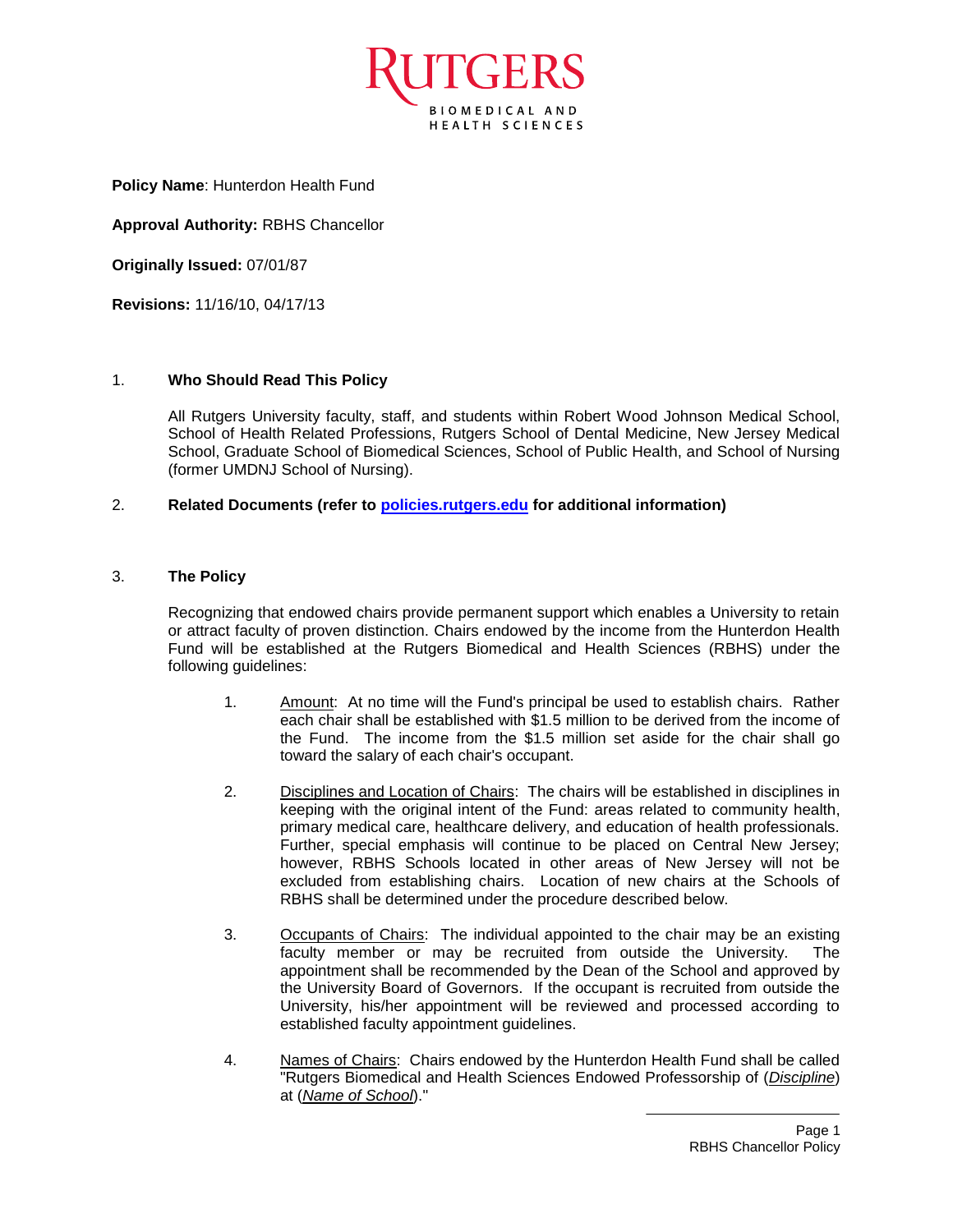**Policy Name**: Hunterdon Health Fund

**Approval Authority:** RBHS Chancellor

**Originally Issued:** 07/01/87

**Revisions:** 11/16/10, 04/17/13

## 1. Who Should Read This Policy

All Rutgers University faculty, staff, and students within Robert Wood Johnson Medical School, School of Health Related Professions, Rutgers School of Dental Medicine, New Jersey Medical School, Graduate School of Biomedical Sciences, School of Public Health, and School of Nursing (former UMDNJ School of Nursing).

## 2. Related Documents (refer to [policies.rutgers.edu](policies.rutgers.edu) for additional information)

## 3. The Policy

Recognizing that endowed chairs provide permanent support which enables a University to retain or attract faculty of proven distinction. Chairs endowed by the income from the Hunterdon Health Fund will be established at the Rutgers Biomedical and Health Sciences (RBHS) under the following guidelines:

1. <u>Amount</u>: At no time will the Fund's principal be used to establish chairs. Rather each chair shall be established with $1.5 million to be derived from the income of the Fund. The income from the $1.5 million set aside for the chair shall go toward the salary of each chair's occupant.

2. <u>Disciplines and Location of Chairs</u>: The chairs will be established in disciplines in keeping with the original intent of the Fund: areas related to community health, primary medical care, healthcare delivery, and education of health professionals. Further, special emphasis will continue to be placed on Central New Jersey; however, RBHS Schools located in other areas of New Jersey will not be excluded from establishing chairs. Location of new chairs at the Schools of RBHS shall be determined under the procedure described below.

3. <u>Occupants of Chairs</u>: The individual appointed to the chair may be an existing faculty member or may be recruited from outside the University. The appointment shall be recommended by the Dean of the School and approved by the University Board of Governors. If the occupant is recruited from outside the University, his/her appointment will be reviewed and processed according to established faculty appointment guidelines.

4. <u>Names of Chairs</u>: Chairs endowed by the Hunterdon Health Fund shall be called "Rutgers Biomedical and Health Sciences Endowed Professorship of (*<u>Discipline</u>*) at (*<u>Name of School</u>*)."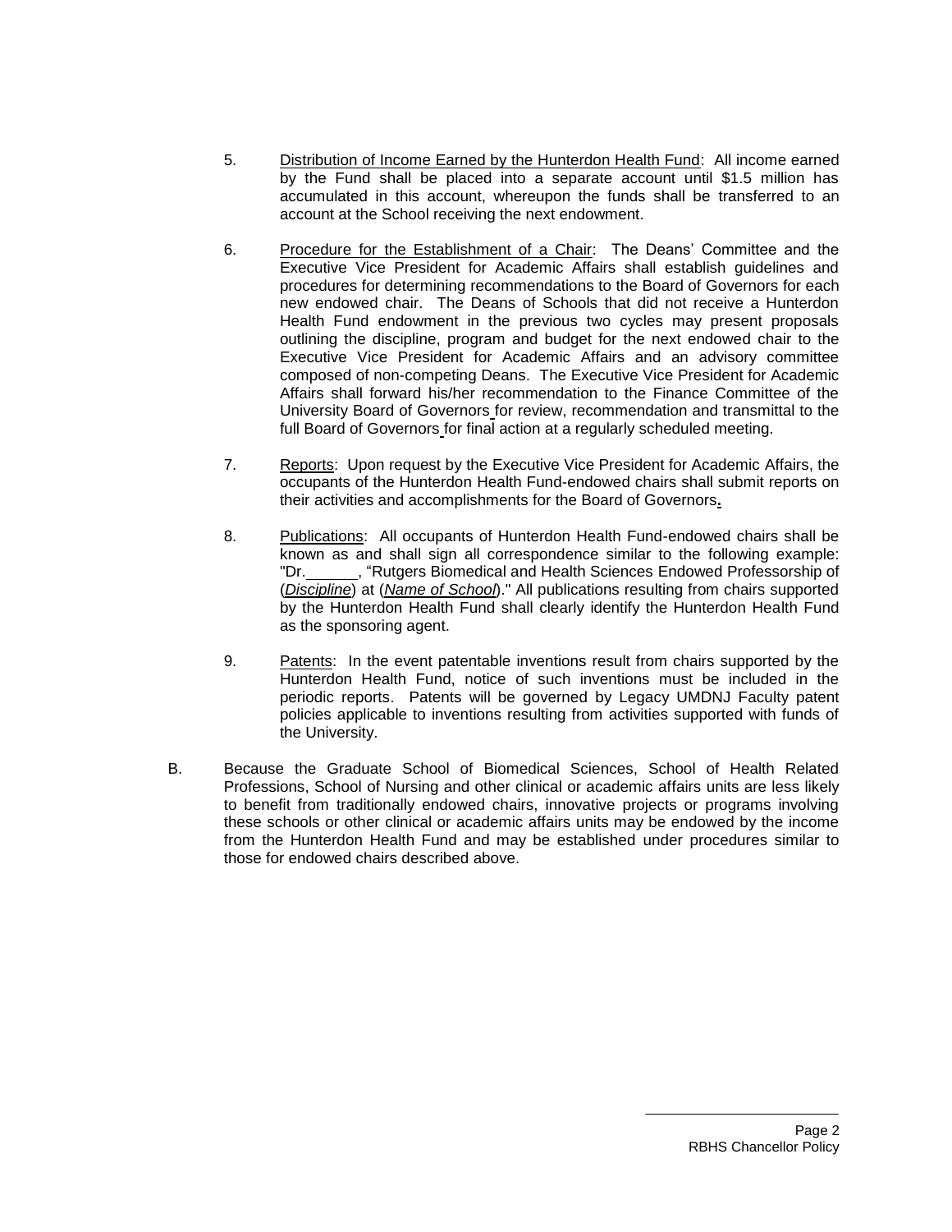5. Distribution of Income Earned by the Hunterdon Health Fund: All income earned by the Fund shall be placed into a separate account until \$1.5 million has accumulated in this account, whereupon the funds shall be transferred to an account at the School receiving the next endowment.

6. Procedure for the Establishment of a Chair: The Deans' Committee and the Executive Vice President for Academic Affairs shall establish guidelines and procedures for determining recommendations to the Board of Governors for each new endowed chair. The Deans of Schools that did not receive a Hunterdon Health Fund endowment in the previous two cycles may present proposals outlining the discipline, program and budget for the next endowed chair to the Executive Vice President for Academic Affairs and an advisory committee composed of non-competing Deans. The Executive Vice President for Academic Affairs shall forward his/her recommendation to the Finance Committee of the University Board of Governors for review, recommendation and transmittal to the full Board of Governors for final action at a regularly scheduled meeting.

7. Reports: Upon request by the Executive Vice President for Academic Affairs, the occupants of the Hunterdon Health Fund-endowed chairs shall submit reports on their activities and accomplishments for the Board of Governors.

8. Publications: All occupants of Hunterdon Health Fund-endowed chairs shall be known as and shall sign all correspondence similar to the following example: "Dr.______, "Rutgers Biomedical and Health Sciences Endowed Professorship of (*Discipline*) at (*Name of School*)." All publications resulting from chairs supported by the Hunterdon Health Fund shall clearly identify the Hunterdon Health Fund as the sponsoring agent.

9. Patents: In the event patentable inventions result from chairs supported by the Hunterdon Health Fund, notice of such inventions must be included in the periodic reports. Patents will be governed by Legacy UMDNJ Faculty patent policies applicable to inventions resulting from activities supported with funds of the University.

B. Because the Graduate School of Biomedical Sciences, School of Health Related Professions, School of Nursing and other clinical or academic affairs units are less likely to benefit from traditionally endowed chairs, innovative projects or programs involving these schools or other clinical or academic affairs units may be endowed by the income from the Hunterdon Health Fund and may be established under procedures similar to those for endowed chairs described above.